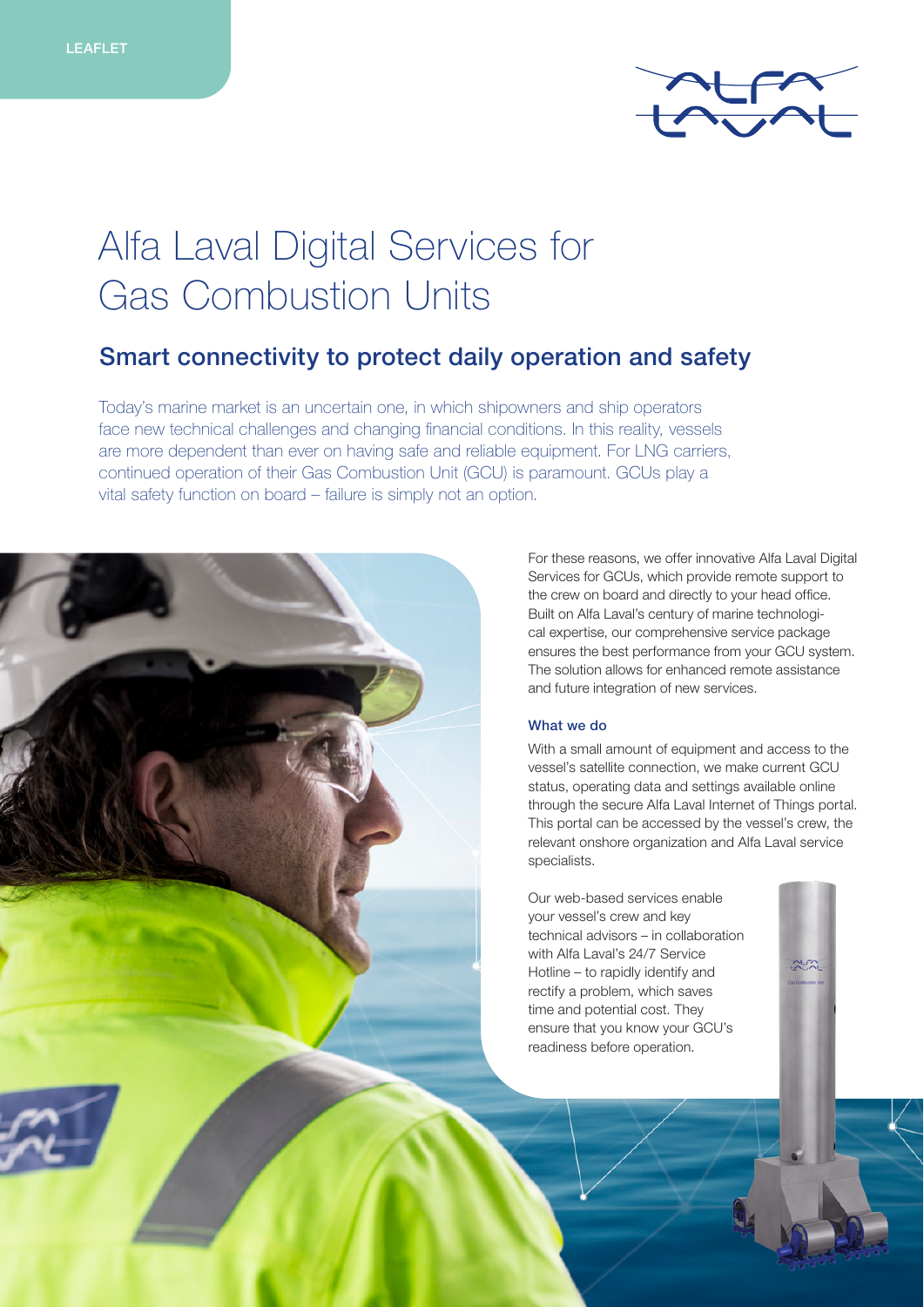LEAFLET

# Alfa Laval Digital Services for Gas Combustion Units

## Smart connectivity to protect daily operation and safety

Today's marine market is an uncertain one, in which shipowners and ship operators face new technical challenges and changing financial conditions. In this reality, vessels are more dependent than ever on having safe and reliable equipment. For LNG carriers, continued operation of their Gas Combustion Unit (GCU) is paramount. GCUs play a vital safety function on board – failure is simply not an option.

For these reasons, we offer innovative Alfa Laval Digital Services for GCUs, which provide remote support to the crew on board and directly to your head office. Built on Alfa Laval's century of marine technological expertise, our comprehensive service package ensures the best performance from your GCU system. The solution allows for enhanced remote assistance and future integration of new services.

### What we do

With a small amount of equipment and access to the vessel's satellite connection, we make current GCU status, operating data and settings available online through the secure Alfa Laval Internet of Things portal. This portal can be accessed by the vessel's crew, the relevant onshore organization and Alfa Laval service specialists.

Our web-based services enable your vessel's crew and key technical advisors – in collaboration with Alfa Laval's 24/7 Service Hotline – to rapidly identify and rectify a problem, which saves time and potential cost. They ensure that you know your GCU's readiness before operation.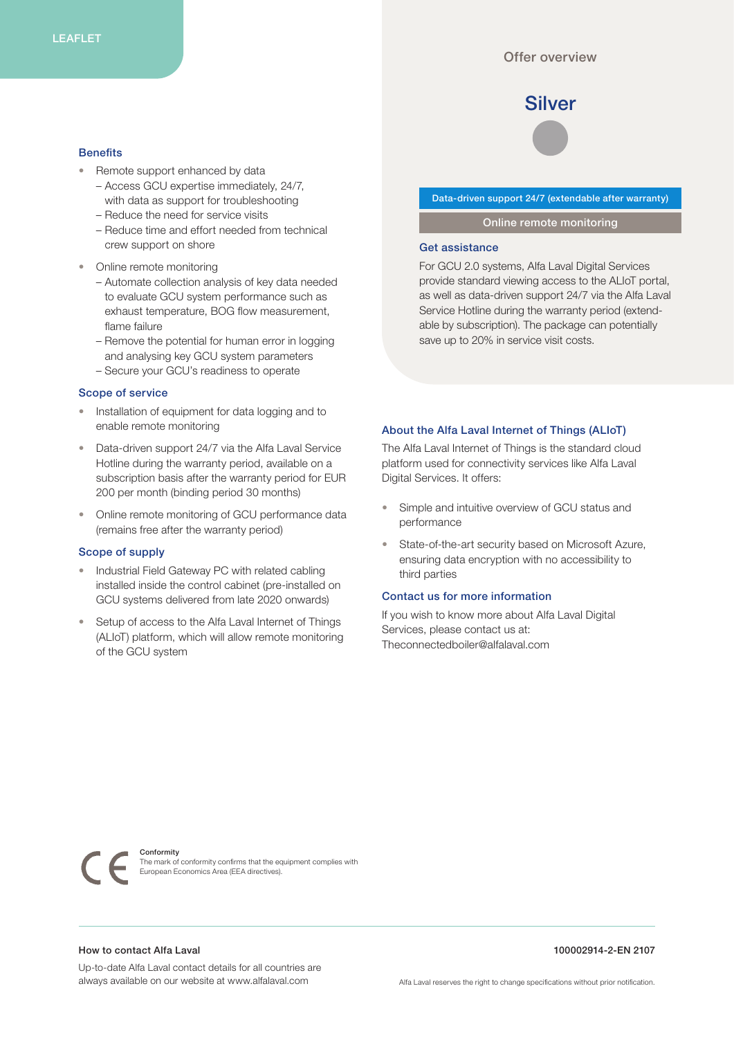LEAFLET

### Benefits

- Remote support enhanced by data
  - Access GCU expertise immediately, 24/7, with data as support for troubleshooting
  - Reduce the need for service visits
  - Reduce time and effort needed from technical crew support on shore
- Online remote monitoring
  - Automate collection analysis of key data needed to evaluate GCU system performance such as exhaust temperature, BOG flow measurement, flame failure
  - Remove the potential for human error in logging and analysing key GCU system parameters
  - Secure your GCU's readiness to operate

### Scope of service

- Installation of equipment for data logging and to enable remote monitoring
- Data-driven support 24/7 via the Alfa Laval Service Hotline during the warranty period, available on a subscription basis after the warranty period for EUR 200 per month (binding period 30 months)
- Online remote monitoring of GCU performance data (remains free after the warranty period)

### Scope of supply

- Industrial Field Gateway PC with related cabling installed inside the control cabinet (pre-installed on GCU systems delivered from late 2020 onwards)
- Setup of access to the Alfa Laval Internet of Things (ALIoT) platform, which will allow remote monitoring of the GCU system

Offer overview

## Silver

Data-driven support 24/7 (extendable after warranty)

Online remote monitoring

### Get assistance

For GCU 2.0 systems, Alfa Laval Digital Services provide standard viewing access to the ALIoT portal, as well as data-driven support 24/7 via the Alfa Laval Service Hotline during the warranty period (extendable by subscription). The package can potentially save up to 20% in service visit costs.

### About the Alfa Laval Internet of Things (ALIoT)

The Alfa Laval Internet of Things is the standard cloud platform used for connectivity services like Alfa Laval Digital Services. It offers:

- Simple and intuitive overview of GCU status and performance
- State-of-the-art security based on Microsoft Azure, ensuring data encryption with no accessibility to third parties

### Contact us for more information

If you wish to know more about Alfa Laval Digital Services, please contact us at:
Theconnectedboiler@alfalaval.com

**Conformity**
The mark of conformity confirms that the equipment complies with European Economics Area (EEA directives).

**How to contact Alfa Laval**

Up-to-date Alfa Laval contact details for all countries are always available on our website at www.alfalaval.com

100002914-2-EN 2107

Alfa Laval reserves the right to change specifications without prior notification.